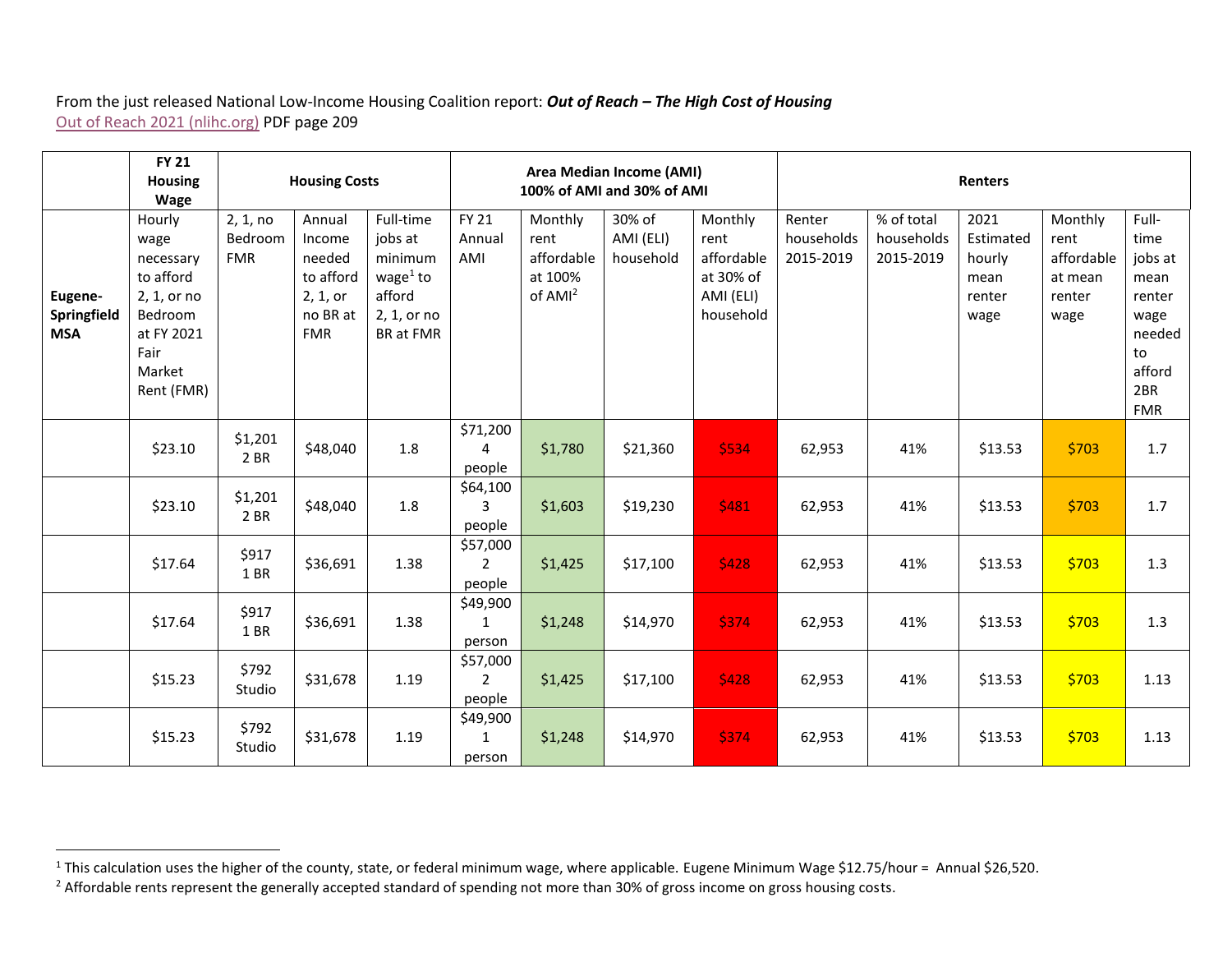From the just released National Low-Income Housing Coalition report: ***Out of Reach – The High Cost of Housing***
Out of Reach 2021 (nlihc.org) PDF page 209

| | FY 21 Housing Wage | Housing Costs | | | Area Median Income (AMI) 100% of AMI and 30% of AMI | | | | Renters | | | | |
|---|---|---|---|---|---|---|---|---|---|---|---|---|---|
| **Eugene-Springfield MSA** | Hourly wage necessary to afford 2, 1, or no Bedroom at FY 2021 Fair Market Rent (FMR) | 2, 1, no Bedroom FMR | Annual Income needed to afford 2, 1, or no BR at FMR | Full-time jobs at minimum wage[1] to afford 2, 1, or no BR at FMR | FY 21 Annual AMI | Monthly rent affordable at 100% of AMI[2] | 30% of AMI (ELI) household | Monthly rent affordable at 30% of AMI (ELI) household | Renter households 2015-2019 | % of total households 2015-2019 | 2021 Estimated hourly mean renter wage | Monthly rent affordable at mean renter wage | Full-time jobs at mean renter wage needed to afford 2BR FMR |
| | $23.10 | $1,201 2 BR | $48,040 | 1.8 | $71,200 4 people | $1,780 | $21,360 | $534 | 62,953 | 41% | $13.53 | $703 | 1.7 |
| | $23.10 | $1,201 2 BR | $48,040 | 1.8 | $64,100 3 people | $1,603 | $19,230 | $481 | 62,953 | 41% | $13.53 | $703 | 1.7 |
| | $17.64 | $917 1 BR | $36,691 | 1.38 | $57,000 2 people | $1,425 | $17,100 | $428 | 62,953 | 41% | $13.53 | $703 | 1.3 |
| | $17.64 | $917 1 BR | $36,691 | 1.38 | $49,900 1 person | $1,248 | $14,970 | $374 | 62,953 | 41% | $13.53 | $703 | 1.3 |
| | $15.23 | $792 Studio | $31,678 | 1.19 | $57,000 2 people | $1,425 | $17,100 | $428 | 62,953 | 41% | $13.53 | $703 | 1.13 |
| | $15.23 | $792 Studio | $31,678 | 1.19 | $49,900 1 person | $1,248 | $14,970 | $374 | 62,953 | 41% | $13.53 | $703 | 1.13 |

[1] This calculation uses the higher of the county, state, or federal minimum wage, where applicable. Eugene Minimum Wage $12.75/hour = Annual $26,520.

[2] Affordable rents represent the generally accepted standard of spending not more than 30% of gross income on gross housing costs.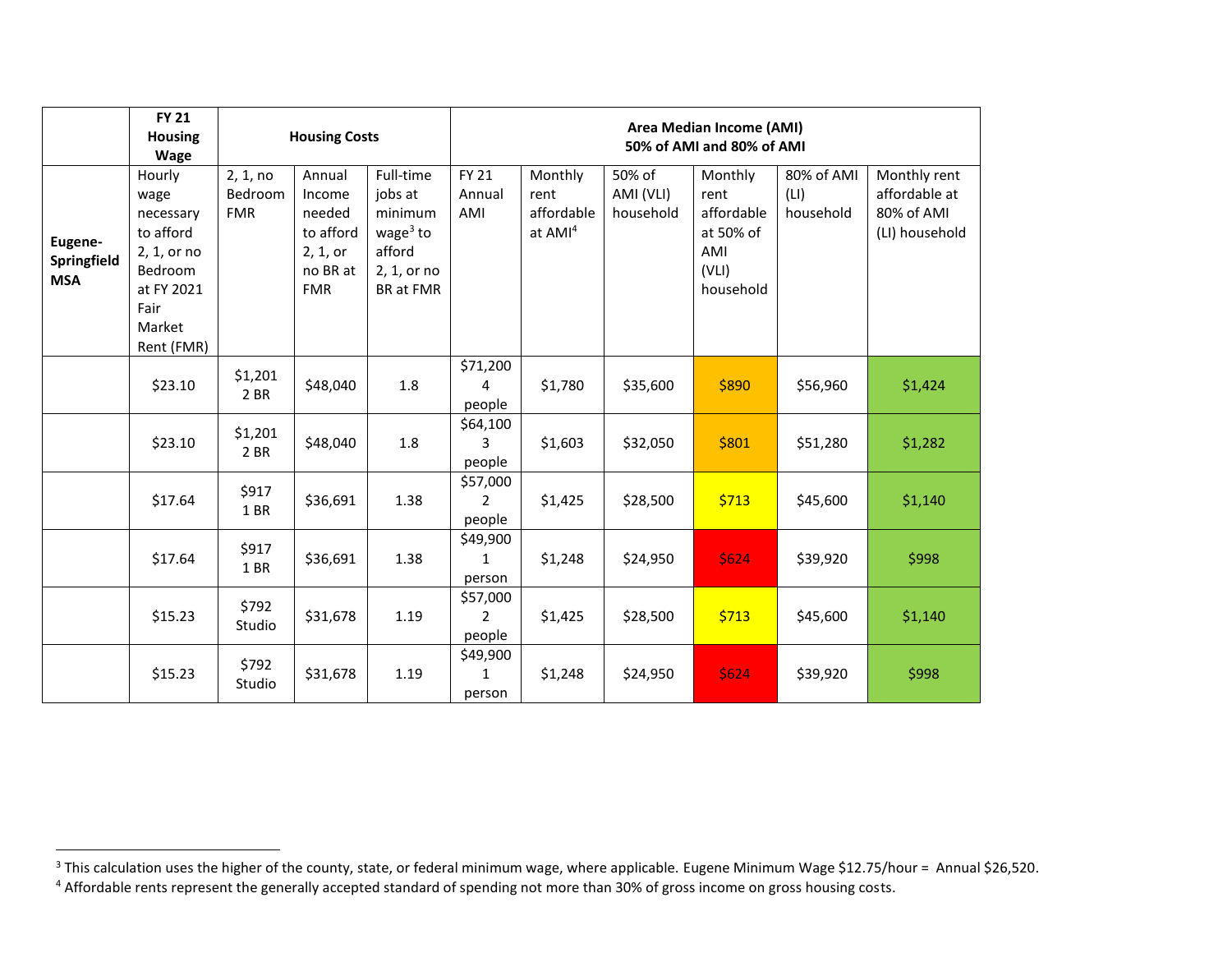| | FY 21 Housing Wage | Housing Costs | | | Area Median Income (AMI) 50% of AMI and 80% of AMI | | | | | |
|---|---|---|---|---|---|---|---|---|---|---|
| **Eugene-Springfield MSA** | Hourly wage necessary to afford 2, 1, or no Bedroom at FY 2021 Fair Market Rent (FMR) | 2, 1, no Bedroom FMR | Annual Income needed to afford 2, 1, or no BR at FMR | Full-time jobs at minimum wage[3] to afford 2, 1, or no BR at FMR | FY 21 Annual AMI | Monthly rent affordable at AMI[4] | 50% of AMI (VLI) household | Monthly rent affordable at 50% of AMI (VLI) household | 80% of AMI (LI) household | Monthly rent affordable at 80% of AMI (LI) household |
| | $23.10 | $1,201 2 BR | $48,040 | 1.8 | $71,200 4 people | $1,780 | $35,600 | $890 | $56,960 | $1,424 |
| | $23.10 | $1,201 2 BR | $48,040 | 1.8 | $64,100 3 people | $1,603 | $32,050 | $801 | $51,280 | $1,282 |
| | $17.64 | $917 1 BR | $36,691 | 1.38 | $57,000 2 people | $1,425 | $28,500 | $713 | $45,600 | $1,140 |
| | $17.64 | $917 1 BR | $36,691 | 1.38 | $49,900 1 person | $1,248 | $24,950 | $624 | $39,920 | $998 |
| | $15.23 | $792 Studio | $31,678 | 1.19 | $57,000 2 people | $1,425 | $28,500 | $713 | $45,600 | $1,140 |
| | $15.23 | $792 Studio | $31,678 | 1.19 | $49,900 1 person | $1,248 | $24,950 | $624 | $39,920 | $998 |

[3] This calculation uses the higher of the county, state, or federal minimum wage, where applicable. Eugene Minimum Wage $12.75/hour = Annual $26,520.

[4] Affordable rents represent the generally accepted standard of spending not more than 30% of gross income on gross housing costs.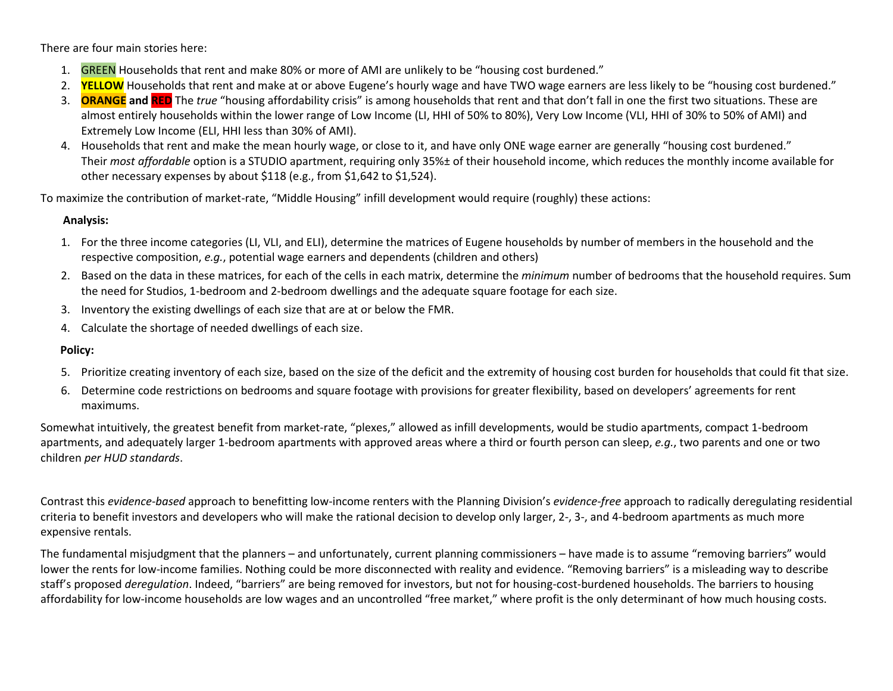There are four main stories here:

1. GREEN Households that rent and make 80% or more of AMI are unlikely to be "housing cost burdened."
2. **YELLOW** Households that rent and make at or above Eugene's hourly wage and have TWO wage earners are less likely to be "housing cost burdened."
3. **ORANGE and RED** The *true* "housing affordability crisis" is among households that rent and that don't fall in one the first two situations. These are almost entirely households within the lower range of Low Income (LI, HHI of 50% to 80%), Very Low Income (VLI, HHI of 30% to 50% of AMI) and Extremely Low Income (ELI, HHI less than 30% of AMI).
4. Households that rent and make the mean hourly wage, or close to it, and have only ONE wage earner are generally "housing cost burdened."
   Their *most affordable* option is a STUDIO apartment, requiring only 35%± of their household income, which reduces the monthly income available for other necessary expenses by about $118 (e.g., from $1,642 to $1,524).

To maximize the contribution of market-rate, "Middle Housing" infill development would require (roughly) these actions:

**Analysis:**

1. For the three income categories (LI, VLI, and ELI), determine the matrices of Eugene households by number of members in the household and the respective composition, *e.g.*, potential wage earners and dependents (children and others)
2. Based on the data in these matrices, for each of the cells in each matrix, determine the *minimum* number of bedrooms that the household requires. Sum the need for Studios, 1-bedroom and 2-bedroom dwellings and the adequate square footage for each size.
3. Inventory the existing dwellings of each size that are at or below the FMR.
4. Calculate the shortage of needed dwellings of each size.

**Policy:**

5. Prioritize creating inventory of each size, based on the size of the deficit and the extremity of housing cost burden for households that could fit that size.
6. Determine code restrictions on bedrooms and square footage with provisions for greater flexibility, based on developers' agreements for rent maximums.

Somewhat intuitively, the greatest benefit from market-rate, "plexes," allowed as infill developments, would be studio apartments, compact 1-bedroom apartments, and adequately larger 1-bedroom apartments with approved areas where a third or fourth person can sleep, *e.g.*, two parents and one or two children *per HUD standards*.

Contrast this *evidence-based* approach to benefitting low-income renters with the Planning Division's *evidence-free* approach to radically deregulating residential criteria to benefit investors and developers who will make the rational decision to develop only larger, 2-, 3-, and 4-bedroom apartments as much more expensive rentals.

The fundamental misjudgment that the planners – and unfortunately, current planning commissioners – have made is to assume "removing barriers" would lower the rents for low-income families. Nothing could be more disconnected with reality and evidence. "Removing barriers" is a misleading way to describe staff's proposed *deregulation*. Indeed, "barriers" are being removed for investors, but not for housing-cost-burdened households. The barriers to housing affordability for low-income households are low wages and an uncontrolled "free market," where profit is the only determinant of how much housing costs.